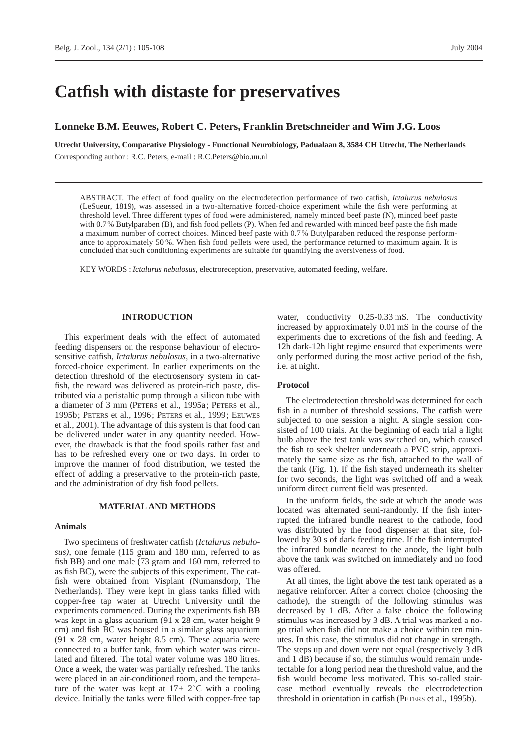# Catfish with distaste for preservatives

**Lonneke B.M. Eeuwes, Robert C. Peters, Franklin Bretschneider and Wim J.G. Loos**

**Utrecht University, Comparative Physiology - Functional Neurobiology, Padualaan 8, 3584 CH Utrecht, The Netherlands**

Corresponding author : R.C. Peters, e-mail : R.C.Peters@bio.uu.nl

ABSTRACT. The effect of food quality on the electrodetection performance of two catfish, *Ictalurus nebulosus* (LeSueur, 1819), was assessed in a two-alternative forced-choice experiment while the fish were performing at threshold level. Three different types of food were administered, namely minced beef paste (N), minced beef paste with 0.7% Butylparaben (B), and fish food pellets (P). When fed and rewarded with minced beef paste the fish made a maximum number of correct choices. Minced beef paste with 0.7% Butylparaben reduced the response performance to approximately 50%. When fish food pellets were used, the performance returned to maximum again. It is concluded that such conditioning experiments are suitable for quantifying the aversiveness of food.

KEY WORDS : *Ictalurus nebulosus*, electroreception, preservative, automated feeding, welfare.

## INTRODUCTION

This experiment deals with the effect of automated feeding dispensers on the response behaviour of electrosensitive catfish, *Ictalurus nebulosus*, in a two-alternative forced-choice experiment. In earlier experiments on the detection threshold of the electrosensory system in catfish, the reward was delivered as protein-rich paste, distributed via a peristaltic pump through a silicon tube with a diameter of 3 mm (Peters et al., 1995a; Peters et al., 1995b; Peters et al., 1996; Peters et al., 1999; Eeuwes et al., 2001). The advantage of this system is that food can be delivered under water in any quantity needed. However, the drawback is that the food spoils rather fast and has to be refreshed every one or two days. In order to improve the manner of food distribution, we tested the effect of adding a preservative to the protein-rich paste, and the administration of dry fish food pellets.

## MATERIAL AND METHODS

### Animals

Two specimens of freshwater catfish (*Ictalurus nebulosus)*, one female (115 gram and 180 mm, referred to as fish BB) and one male (73 gram and 160 mm, referred to as fish BC), were the subjects of this experiment. The catfish were obtained from Visplant (Numansdorp, The Netherlands). They were kept in glass tanks filled with copper-free tap water at Utrecht University until the experiments commenced. During the experiments fish BB was kept in a glass aquarium (91 x 28 cm, water height 9 cm) and fish BC was housed in a similar glass aquarium (91 x 28 cm, water height 8.5 cm). These aquaria were connected to a buffer tank, from which water was circulated and filtered. The total water volume was 180 litres. Once a week, the water was partially refreshed. The tanks were placed in an air-conditioned room, and the temperature of the water was kept at 17± 2˚C with a cooling device. Initially the tanks were filled with copper-free tap water, conductivity 0.25-0.33 mS. The conductivity increased by approximately 0.01 mS in the course of the experiments due to excretions of the fish and feeding. A 12h dark-12h light regime ensured that experiments were only performed during the most active period of the fish, i.e. at night.

### Protocol

The electrodetection threshold was determined for each fish in a number of threshold sessions. The catfish were subjected to one session a night. A single session consisted of 100 trials. At the beginning of each trial a light bulb above the test tank was switched on, which caused the fish to seek shelter underneath a PVC strip, approximately the same size as the fish, attached to the wall of the tank (Fig. 1). If the fish stayed underneath its shelter for two seconds, the light was switched off and a weak uniform direct current field was presented.

In the uniform fields, the side at which the anode was located was alternated semi-randomly. If the fish interrupted the infrared bundle nearest to the cathode, food was distributed by the food dispenser at that site, followed by 30 s of dark feeding time. If the fish interrupted the infrared bundle nearest to the anode, the light bulb above the tank was switched on immediately and no food was offered.

At all times, the light above the test tank operated as a negative reinforcer. After a correct choice (choosing the cathode), the strength of the following stimulus was decreased by 1 dB. After a false choice the following stimulus was increased by 3 dB. A trial was marked a no-go trial when fish did not make a choice within ten minutes. In this case, the stimulus did not change in strength. The steps up and down were not equal (respectively 3 dB and 1 dB) because if so, the stimulus would remain undetectable for a long period near the threshold value, and the fish would become less motivated. This so-called staircase method eventually reveals the electrodetection threshold in orientation in catfish (Peters et al., 1995b).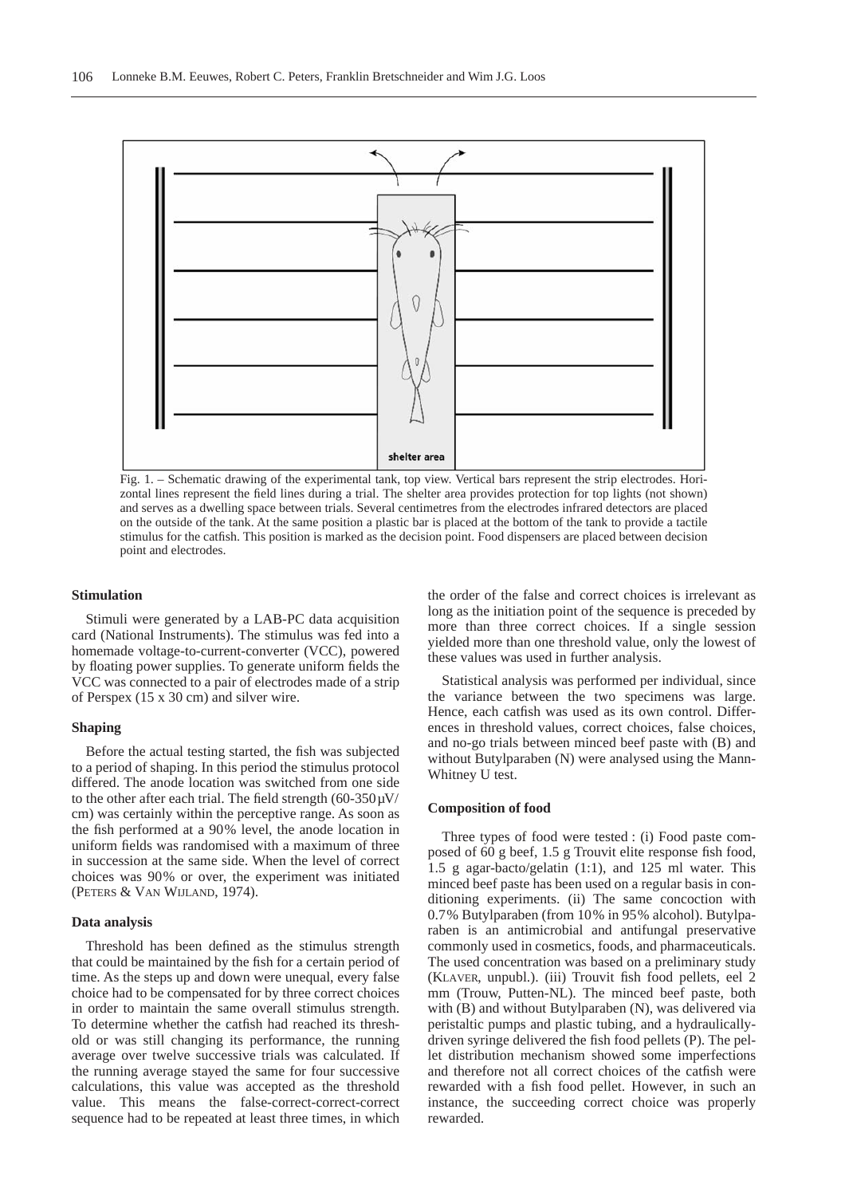Fig. 1. – Schematic drawing of the experimental tank, top view. Vertical bars represent the strip electrodes. Horizontal lines represent the field lines during a trial. The shelter area provides protection for top lights (not shown) and serves as a dwelling space between trials. Several centimetres from the electrodes infrared detectors are placed on the outside of the tank. At the same position a plastic bar is placed at the bottom of the tank to provide a tactile stimulus for the catfish. This position is marked as the decision point. Food dispensers are placed between decision point and electrodes.

### Stimulation

Stimuli were generated by a LAB-PC data acquisition card (National Instruments). The stimulus was fed into a homemade voltage-to-current-converter (VCC), powered by floating power supplies. To generate uniform fields the VCC was connected to a pair of electrodes made of a strip of Perspex (15 x 30 cm) and silver wire.

### Shaping

Before the actual testing started, the fish was subjected to a period of shaping. In this period the stimulus protocol differed. The anode location was switched from one side to the other after each trial. The field strength (60-350 μV/cm) was certainly within the perceptive range. As soon as the fish performed at a 90% level, the anode location in uniform fields was randomised with a maximum of three in succession at the same side. When the level of correct choices was 90% or over, the experiment was initiated (PETERS & VAN WIJLAND, 1974).

### Data analysis

Threshold has been defined as the stimulus strength that could be maintained by the fish for a certain period of time. As the steps up and down were unequal, every false choice had to be compensated for by three correct choices in order to maintain the same overall stimulus strength. To determine whether the catfish had reached its threshold or was still changing its performance, the running average over twelve successive trials was calculated. If the running average stayed the same for four successive calculations, this value was accepted as the threshold value. This means the false-correct-correct-correct sequence had to be repeated at least three times, in which the order of the false and correct choices is irrelevant as long as the initiation point of the sequence is preceded by more than three correct choices. If a single session yielded more than one threshold value, only the lowest of these values was used in further analysis.

Statistical analysis was performed per individual, since the variance between the two specimens was large. Hence, each catfish was used as its own control. Differences in threshold values, correct choices, false choices, and no-go trials between minced beef paste with (B) and without Butylparaben (N) were analysed using the Mann-Whitney U test.

### Composition of food

Three types of food were tested : (i) Food paste composed of 60 g beef, 1.5 g Trouvit elite response fish food, 1.5 g agar-bacto/gelatin (1:1), and 125 ml water. This minced beef paste has been used on a regular basis in conditioning experiments. (ii) The same concoction with 0.7% Butylparaben (from 10% in 95% alcohol). Butylparaben is an antimicrobial and antifungal preservative commonly used in cosmetics, foods, and pharmaceuticals. The used concentration was based on a preliminary study (KLAVER, unpubl.). (iii) Trouvit fish food pellets, eel 2 mm (Trouw, Putten-NL). The minced beef paste, both with (B) and without Butylparaben (N), was delivered via peristaltic pumps and plastic tubing, and a hydraulically-driven syringe delivered the fish food pellets (P). The pellet distribution mechanism showed some imperfections and therefore not all correct choices of the catfish were rewarded with a fish food pellet. However, in such an instance, the succeeding correct choice was properly rewarded.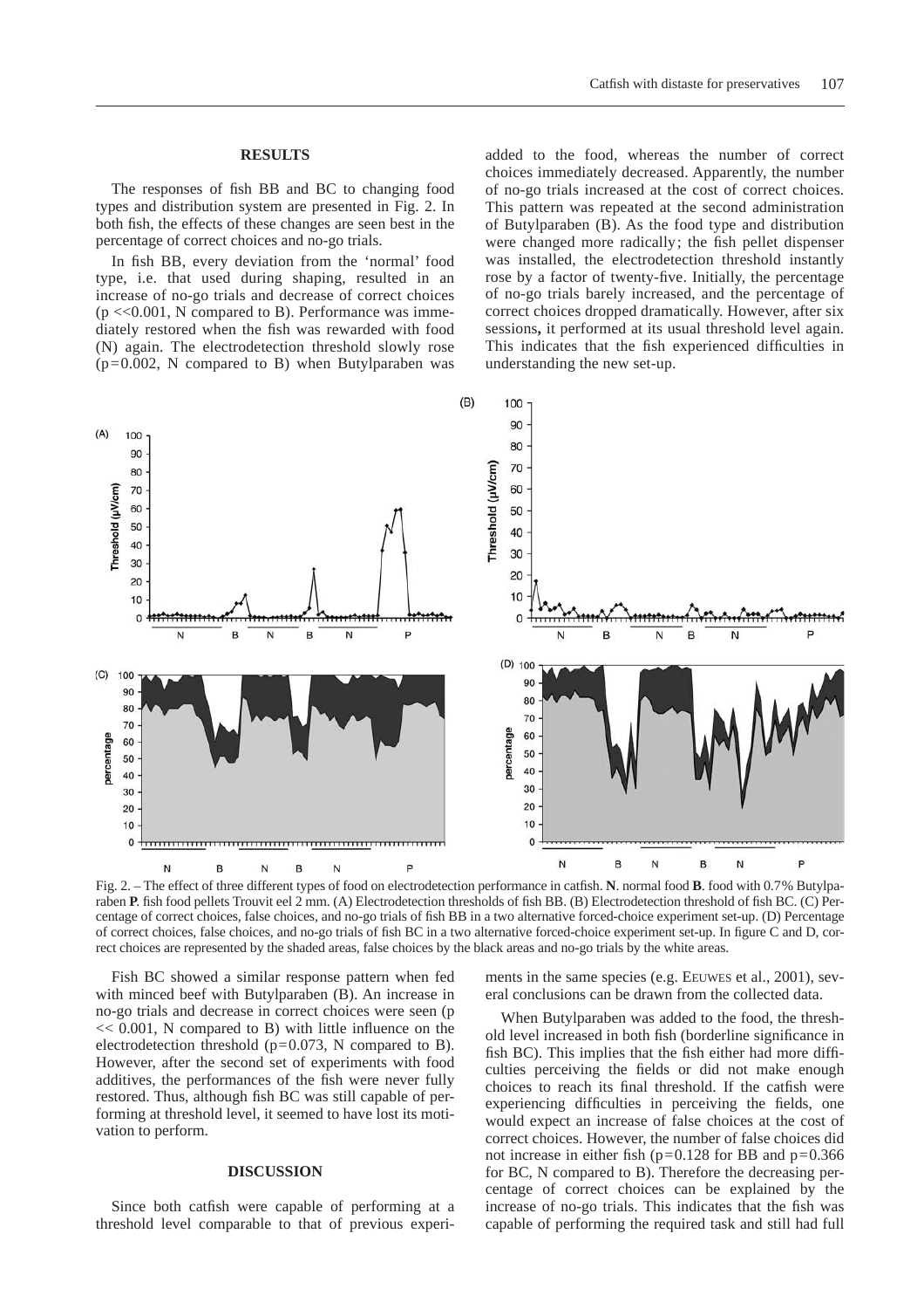## RESULTS

The responses of fish BB and BC to changing food types and distribution system are presented in Fig. 2. In both fish, the effects of these changes are seen best in the percentage of correct choices and no-go trials.

In fish BB, every deviation from the 'normal' food type, i.e. that used during shaping, resulted in an increase of no-go trials and decrease of correct choices ($p << 0.001$, N compared to B). Performance was immediately restored when the fish was rewarded with food (N) again. The electrodetection threshold slowly rose ($p = 0.002$, N compared to B) when Butylparaben was added to the food, whereas the number of correct choices immediately decreased. Apparently, the number of no-go trials increased at the cost of correct choices. This pattern was repeated at the second administration of Butylparaben (B). As the food type and distribution were changed more radically; the fish pellet dispenser was installed, the electrodetection threshold instantly rose by a factor of twenty-five. Initially, the percentage of no-go trials barely increased, and the percentage of correct choices dropped dramatically. However, after six sessions**,** it performed at its usual threshold level again. This indicates that the fish experienced difficulties in understanding the new set-up.

Fig. 2. – The effect of three different types of food on electrodetection performance in catfish. **N**. normal food **B**. food with 0.7% Butylparaben **P**. fish food pellets Trouvit eel 2 mm. (A) Electrodetection thresholds of fish BB. (B) Electrodetection threshold of fish BC. (C) Percentage of correct choices, false choices, and no-go trials of fish BB in a two alternative forced-choice experiment set-up. (D) Percentage of correct choices, false choices, and no-go trials of fish BC in a two alternative forced-choice experiment set-up. In figure C and D, correct choices are represented by the shaded areas, false choices by the black areas and no-go trials by the white areas.

Fish BC showed a similar response pattern when fed with minced beef with Butylparaben (B). An increase in no-go trials and decrease in correct choices were seen ($p << 0.001$, N compared to B) with little influence on the electrodetection threshold ($p = 0.073$, N compared to B). However, after the second set of experiments with food additives, the performances of the fish were never fully restored. Thus, although fish BC was still capable of performing at threshold level, it seemed to have lost its motivation to perform.

## DISCUSSION

Since both catfish were capable of performing at a threshold level comparable to that of previous experiments in the same species (e.g. EEUWES et al., 2001), several conclusions can be drawn from the collected data.

When Butylparaben was added to the food, the threshold level increased in both fish (borderline significance in fish BC). This implies that the fish either had more difficulties perceiving the fields or did not make enough choices to reach its final threshold. If the catfish were experiencing difficulties in perceiving the fields, one would expect an increase of false choices at the cost of correct choices. However, the number of false choices did not increase in either fish ($p = 0.128$ for BB and $p = 0.366$ for BC, N compared to B). Therefore the decreasing percentage of correct choices can be explained by the increase of no-go trials. This indicates that the fish was capable of performing the required task and still had full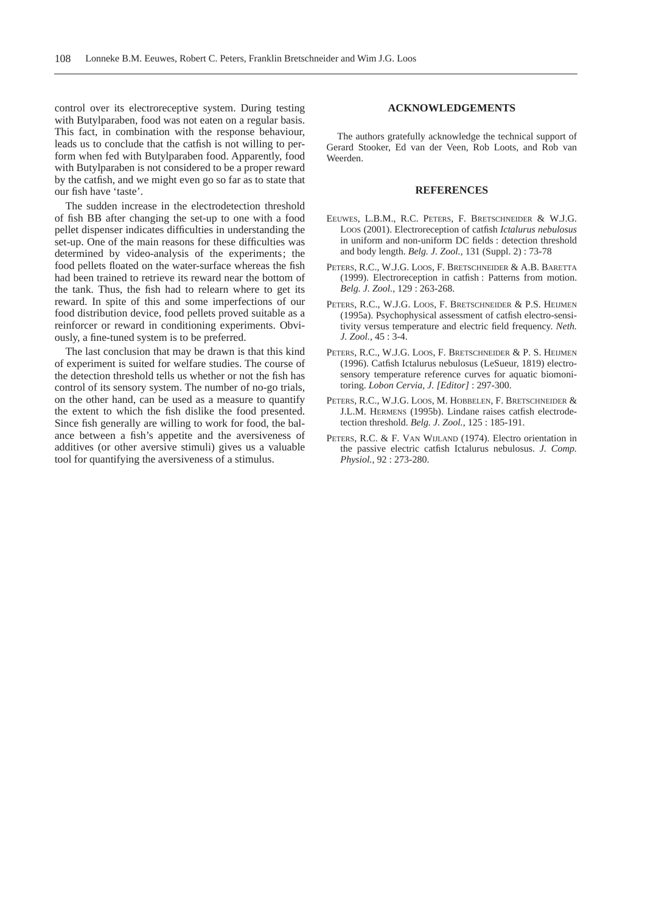control over its electroreceptive system. During testing with Butylparaben, food was not eaten on a regular basis. This fact, in combination with the response behaviour, leads us to conclude that the catfish is not willing to perform when fed with Butylparaben food. Apparently, food with Butylparaben is not considered to be a proper reward by the catfish, and we might even go so far as to state that our fish have 'taste'.

The sudden increase in the electrodetection threshold of fish BB after changing the set-up to one with a food pellet dispenser indicates difficulties in understanding the set-up. One of the main reasons for these difficulties was determined by video-analysis of the experiments; the food pellets floated on the water-surface whereas the fish had been trained to retrieve its reward near the bottom of the tank. Thus, the fish had to relearn where to get its reward. In spite of this and some imperfections of our food distribution device, food pellets proved suitable as a reinforcer or reward in conditioning experiments. Obviously, a fine-tuned system is to be preferred.

The last conclusion that may be drawn is that this kind of experiment is suited for welfare studies. The course of the detection threshold tells us whether or not the fish has control of its sensory system. The number of no-go trials, on the other hand, can be used as a measure to quantify the extent to which the fish dislike the food presented. Since fish generally are willing to work for food, the balance between a fish's appetite and the aversiveness of additives (or other aversive stimuli) gives us a valuable tool for quantifying the aversiveness of a stimulus.

## ACKNOWLEDGEMENTS

The authors gratefully acknowledge the technical support of Gerard Stooker, Ed van der Veen, Rob Loots, and Rob van Weerden.

## REFERENCES

EEUWES, L.B.M., R.C. PETERS, F. BRETSCHNEIDER & W.J.G. LOOS (2001). Electroreception of catfish *Ictalurus nebulosus* in uniform and non-uniform DC fields : detection threshold and body length. *Belg. J. Zool.*, 131 (Suppl. 2) : 73-78

PETERS, R.C., W.J.G. LOOS, F. BRETSCHNEIDER & A.B. BARETTA (1999). Electroreception in catfish : Patterns from motion. *Belg. J. Zool.*, 129 : 263-268.

PETERS, R.C., W.J.G. LOOS, F. BRETSCHNEIDER & P.S. HEIJMEN (1995a). Psychophysical assessment of catfish electro-sensitivity versus temperature and electric field frequency. *Neth. J. Zool.*, 45 : 3-4.

PETERS, R.C., W.J.G. LOOS, F. BRETSCHNEIDER & P. S. HEIJMEN (1996). Catfish Ictalurus nebulosus (LeSueur, 1819) electrosensory temperature reference curves for aquatic biomonitoring. *Lobon Cervia, J. [Editor]* : 297-300.

PETERS, R.C., W.J.G. LOOS, M. HOBBELEN, F. BRETSCHNEIDER & J.L.M. HERMENS (1995b). Lindane raises catfish electrodetection threshold. *Belg. J. Zool.*, 125 : 185-191.

PETERS, R.C. & F. VAN WIJLAND (1974). Electro orientation in the passive electric catfish Ictalurus nebulosus. *J. Comp. Physiol.*, 92 : 273-280.